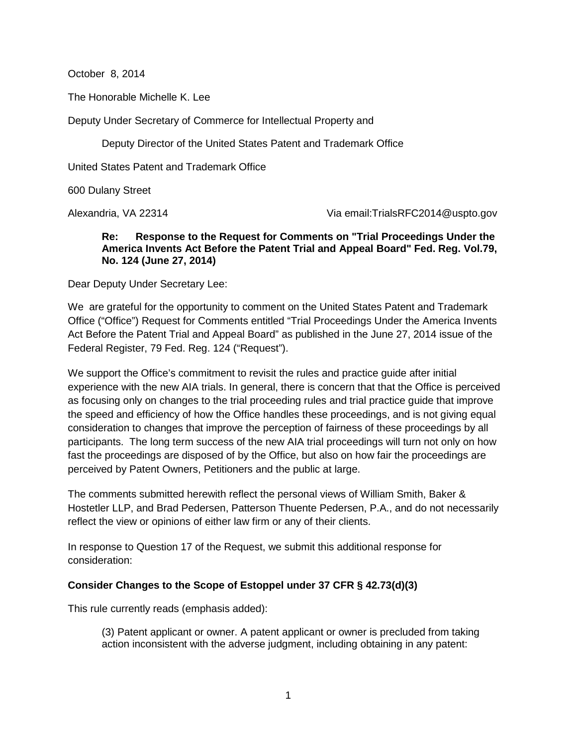October 8, 2014

The Honorable Michelle K. Lee

Deputy Under Secretary of Commerce for Intellectual Property and

Deputy Director of the United States Patent and Trademark Office

United States Patent and Trademark Office

600 Dulany Street

Alexandria, VA 22314 Via email:TrialsRFC2014@uspto.gov

**Re: Response to the Request for Comments on "Trial Proceedings Under the America Invents Act Before the Patent Trial and Appeal Board" Fed. Reg. Vol.79, No. 124 (June 27, 2014)**

Dear Deputy Under Secretary Lee:

We are grateful for the opportunity to comment on the United States Patent and Trademark Office ("Office") Request for Comments entitled "Trial Proceedings Under the America Invents Act Before the Patent Trial and Appeal Board" as published in the June 27, 2014 issue of the Federal Register, 79 Fed. Reg. 124 ("Request").

We support the Office's commitment to revisit the rules and practice guide after initial experience with the new AIA trials. In general, there is concern that that the Office is perceived as focusing only on changes to the trial proceeding rules and trial practice guide that improve the speed and efficiency of how the Office handles these proceedings, and is not giving equal consideration to changes that improve the perception of fairness of these proceedings by all participants. The long term success of the new AIA trial proceedings will turn not only on how fast the proceedings are disposed of by the Office, but also on how fair the proceedings are perceived by Patent Owners, Petitioners and the public at large.

The comments submitted herewith reflect the personal views of William Smith, Baker & Hostetler LLP, and Brad Pedersen, Patterson Thuente Pedersen, P.A., and do not necessarily reflect the view or opinions of either law firm or any of their clients.

In response to Question 17 of the Request, we submit this additional response for consideration:

**Consider Changes to the Scope of Estoppel under 37 CFR § 42.73(d)(3)**

This rule currently reads (emphasis added):

> (3) Patent applicant or owner. A patent applicant or owner is precluded from taking action inconsistent with the adverse judgment, including obtaining in any patent: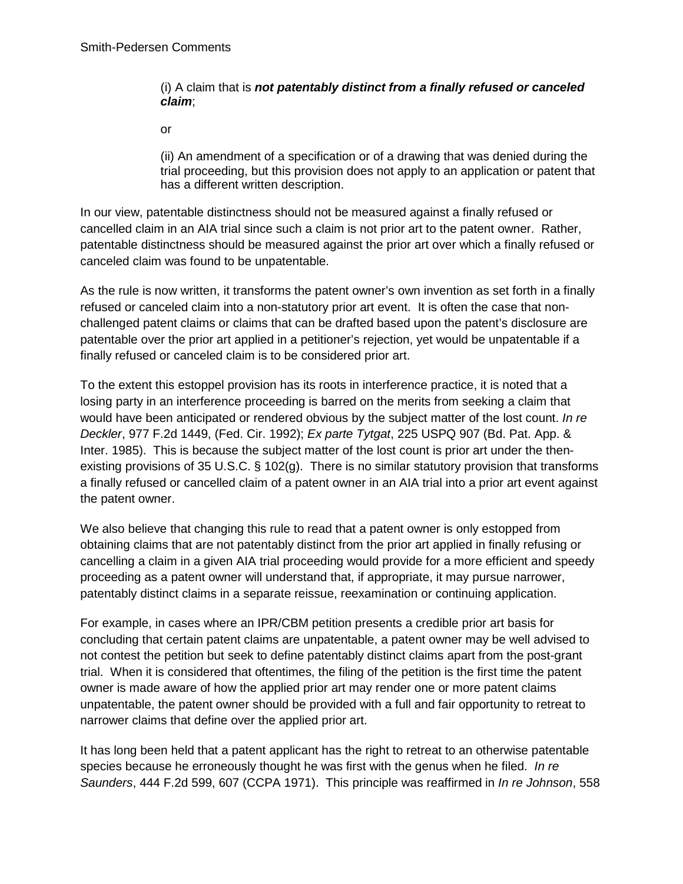(i) A claim that is ***not patentably distinct from a finally refused or canceled claim***;

or

(ii) An amendment of a specification or of a drawing that was denied during the trial proceeding, but this provision does not apply to an application or patent that has a different written description.

In our view, patentable distinctness should not be measured against a finally refused or cancelled claim in an AIA trial since such a claim is not prior art to the patent owner. Rather, patentable distinctness should be measured against the prior art over which a finally refused or canceled claim was found to be unpatentable.

As the rule is now written, it transforms the patent owner's own invention as set forth in a finally refused or canceled claim into a non-statutory prior art event. It is often the case that non-challenged patent claims or claims that can be drafted based upon the patent's disclosure are patentable over the prior art applied in a petitioner's rejection, yet would be unpatentable if a finally refused or canceled claim is to be considered prior art.

To the extent this estoppel provision has its roots in interference practice, it is noted that a losing party in an interference proceeding is barred on the merits from seeking a claim that would have been anticipated or rendered obvious by the subject matter of the lost count. *In re Deckler*, 977 F.2d 1449, (Fed. Cir. 1992); *Ex parte Tytgat*, 225 USPQ 907 (Bd. Pat. App. & Inter. 1985). This is because the subject matter of the lost count is prior art under the then-existing provisions of 35 U.S.C. § 102(g). There is no similar statutory provision that transforms a finally refused or cancelled claim of a patent owner in an AIA trial into a prior art event against the patent owner.

We also believe that changing this rule to read that a patent owner is only estopped from obtaining claims that are not patentably distinct from the prior art applied in finally refusing or cancelling a claim in a given AIA trial proceeding would provide for a more efficient and speedy proceeding as a patent owner will understand that, if appropriate, it may pursue narrower, patentably distinct claims in a separate reissue, reexamination or continuing application.

For example, in cases where an IPR/CBM petition presents a credible prior art basis for concluding that certain patent claims are unpatentable, a patent owner may be well advised to not contest the petition but seek to define patentably distinct claims apart from the post-grant trial. When it is considered that oftentimes, the filing of the petition is the first time the patent owner is made aware of how the applied prior art may render one or more patent claims unpatentable, the patent owner should be provided with a full and fair opportunity to retreat to narrower claims that define over the applied prior art.

It has long been held that a patent applicant has the right to retreat to an otherwise patentable species because he erroneously thought he was first with the genus when he filed. *In re Saunders*, 444 F.2d 599, 607 (CCPA 1971). This principle was reaffirmed in *In re Johnson*, 558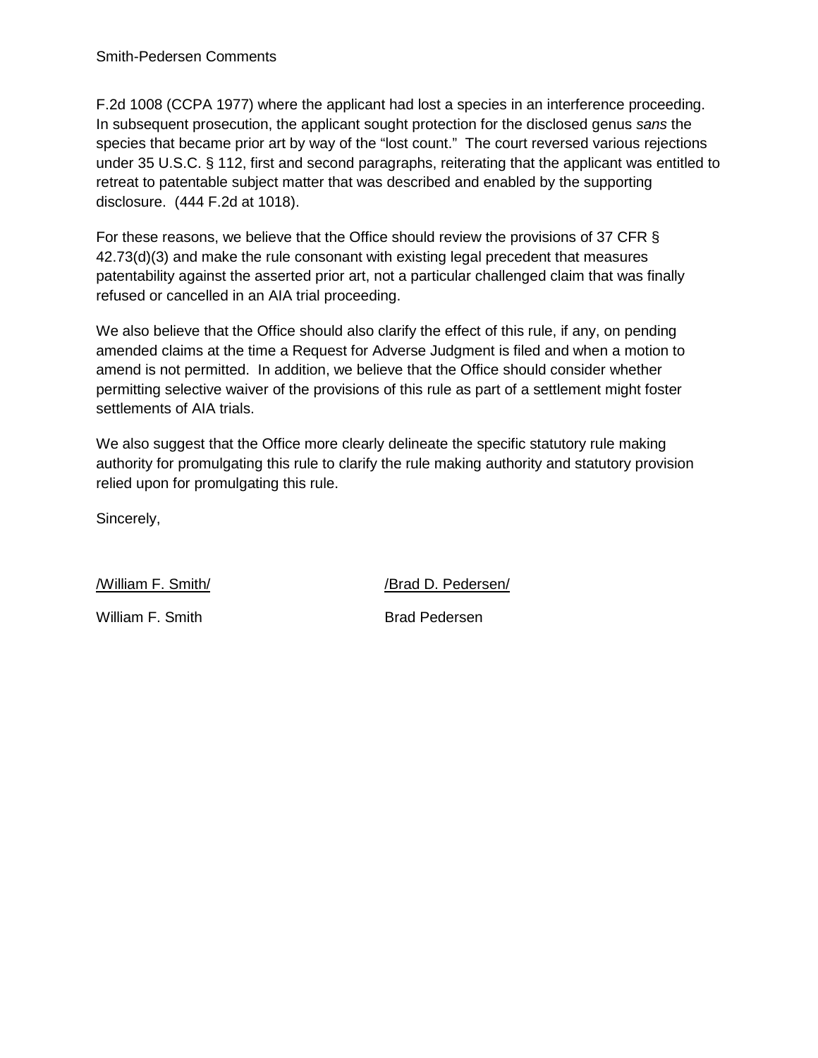F.2d 1008 (CCPA 1977) where the applicant had lost a species in an interference proceeding. In subsequent prosecution, the applicant sought protection for the disclosed genus *sans* the species that became prior art by way of the "lost count." The court reversed various rejections under 35 U.S.C. § 112, first and second paragraphs, reiterating that the applicant was entitled to retreat to patentable subject matter that was described and enabled by the supporting disclosure. (444 F.2d at 1018).

For these reasons, we believe that the Office should review the provisions of 37 CFR § 42.73(d)(3) and make the rule consonant with existing legal precedent that measures patentability against the asserted prior art, not a particular challenged claim that was finally refused or cancelled in an AIA trial proceeding.

We also believe that the Office should also clarify the effect of this rule, if any, on pending amended claims at the time a Request for Adverse Judgment is filed and when a motion to amend is not permitted. In addition, we believe that the Office should consider whether permitting selective waiver of the provisions of this rule as part of a settlement might foster settlements of AIA trials.

We also suggest that the Office more clearly delineate the specific statutory rule making authority for promulgating this rule to clarify the rule making authority and statutory provision relied upon for promulgating this rule.

Sincerely,

| | |
|---|---|
| /William F. Smith/ | /Brad D. Pedersen/ |
| William F. Smith | Brad Pedersen |